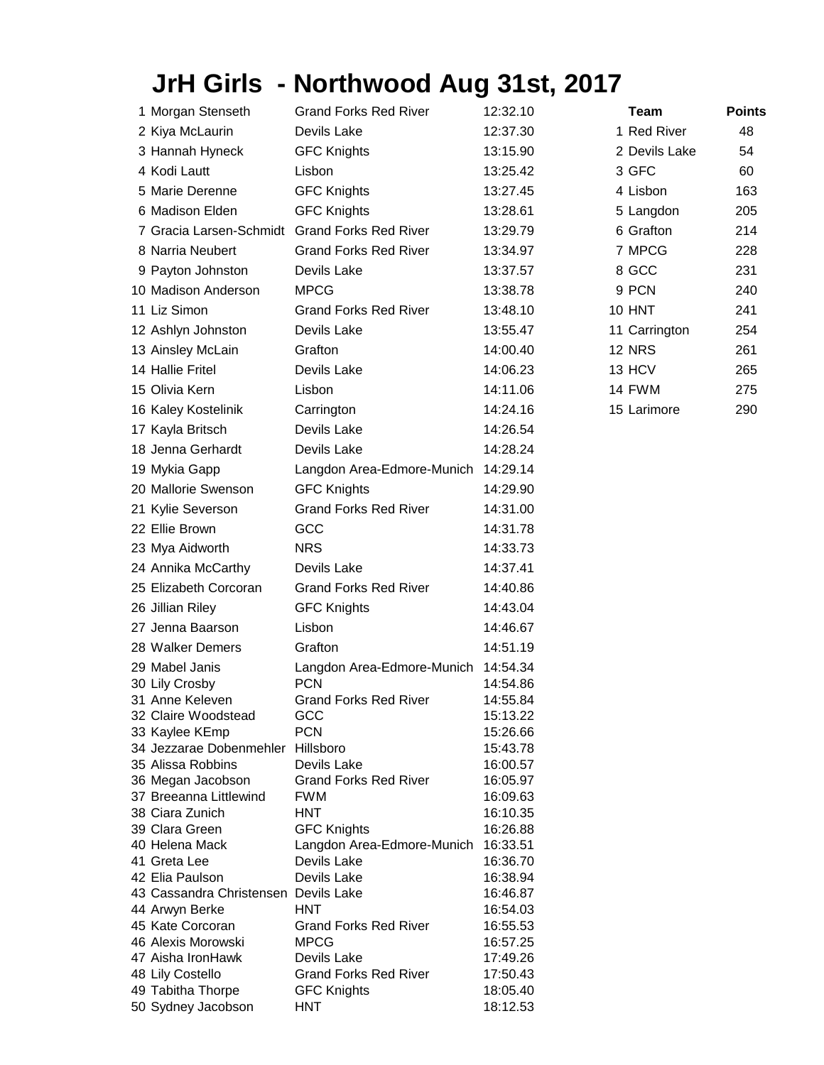# JrH Girls - Northwood Aug 31st, 2017

| Place | Name | Team | Time |
|---|---|---|---|
| 1 | Morgan Stenseth | Grand Forks Red River | 12:32.10 |
| 2 | Kiya McLaurin | Devils Lake | 12:37.30 |
| 3 | Hannah Hyneck | GFC Knights | 13:15.90 |
| 4 | Kodi Lautt | Lisbon | 13:25.42 |
| 5 | Marie Derenne | GFC Knights | 13:27.45 |
| 6 | Madison Elden | GFC Knights | 13:28.61 |
| 7 | Gracia Larsen-Schmidt | Grand Forks Red River | 13:29.79 |
| 8 | Narria Neubert | Grand Forks Red River | 13:34.97 |
| 9 | Payton Johnston | Devils Lake | 13:37.57 |
| 10 | Madison Anderson | MPCG | 13:38.78 |
| 11 | Liz Simon | Grand Forks Red River | 13:48.10 |
| 12 | Ashlyn Johnston | Devils Lake | 13:55.47 |
| 13 | Ainsley McLain | Grafton | 14:00.40 |
| 14 | Hallie Fritel | Devils Lake | 14:06.23 |
| 15 | Olivia Kern | Lisbon | 14:11.06 |
| 16 | Kaley Kostelinik | Carrington | 14:24.16 |
| 17 | Kayla Britsch | Devils Lake | 14:26.54 |
| 18 | Jenna Gerhardt | Devils Lake | 14:28.24 |
| 19 | Mykia Gapp | Langdon Area-Edmore-Munich | 14:29.14 |
| 20 | Mallorie Swenson | GFC Knights | 14:29.90 |
| 21 | Kylie Severson | Grand Forks Red River | 14:31.00 |
| 22 | Ellie Brown | GCC | 14:31.78 |
| 23 | Mya Aidworth | NRS | 14:33.73 |
| 24 | Annika McCarthy | Devils Lake | 14:37.41 |
| 25 | Elizabeth Corcoran | Grand Forks Red River | 14:40.86 |
| 26 | Jillian Riley | GFC Knights | 14:43.04 |
| 27 | Jenna Baarson | Lisbon | 14:46.67 |
| 28 | Walker Demers | Grafton | 14:51.19 |
| 29 | Mabel Janis | Langdon Area-Edmore-Munich | 14:54.34 |
| 30 | Lily Crosby | PCN | 14:54.86 |
| 31 | Anne Keleven | Grand Forks Red River | 14:55.84 |
| 32 | Claire Woodstead | GCC | 15:13.22 |
| 33 | Kaylee KEmp | PCN | 15:26.66 |
| 34 | Jezzarae Dobenmehler | Hillsboro | 15:43.78 |
| 35 | Alissa Robbins | Devils Lake | 16:00.57 |
| 36 | Megan Jacobson | Grand Forks Red River | 16:05.97 |
| 37 | Breeanna Littlewind | FWM | 16:09.63 |
| 38 | Ciara Zunich | HNT | 16:10.35 |
| 39 | Clara Green | GFC Knights | 16:26.88 |
| 40 | Helena Mack | Langdon Area-Edmore-Munich | 16:33.51 |
| 41 | Greta Lee | Devils Lake | 16:36.70 |
| 42 | Elia Paulson | Devils Lake | 16:38.94 |
| 43 | Cassandra Christensen | Devils Lake | 16:46.87 |
| 44 | Arwyn Berke | HNT | 16:54.03 |
| 45 | Kate Corcoran | Grand Forks Red River | 16:55.53 |
| 46 | Alexis Morowski | MPCG | 16:57.25 |
| 47 | Aisha IronHawk | Devils Lake | 17:49.26 |
| 48 | Lily Costello | Grand Forks Red River | 17:50.43 |
| 49 | Tabitha Thorpe | GFC Knights | 18:05.40 |
| 50 | Sydney Jacobson | HNT | 18:12.53 |

| Place | Team | Points |
|---|---|---|
| 1 | Red River | 48 |
| 2 | Devils Lake | 54 |
| 3 | GFC | 60 |
| 4 | Lisbon | 163 |
| 5 | Langdon | 205 |
| 6 | Grafton | 214 |
| 7 | MPCG | 228 |
| 8 | GCC | 231 |
| 9 | PCN | 240 |
| 10 | HNT | 241 |
| 11 | Carrington | 254 |
| 12 | NRS | 261 |
| 13 | HCV | 265 |
| 14 | FWM | 275 |
| 15 | Larimore | 290 |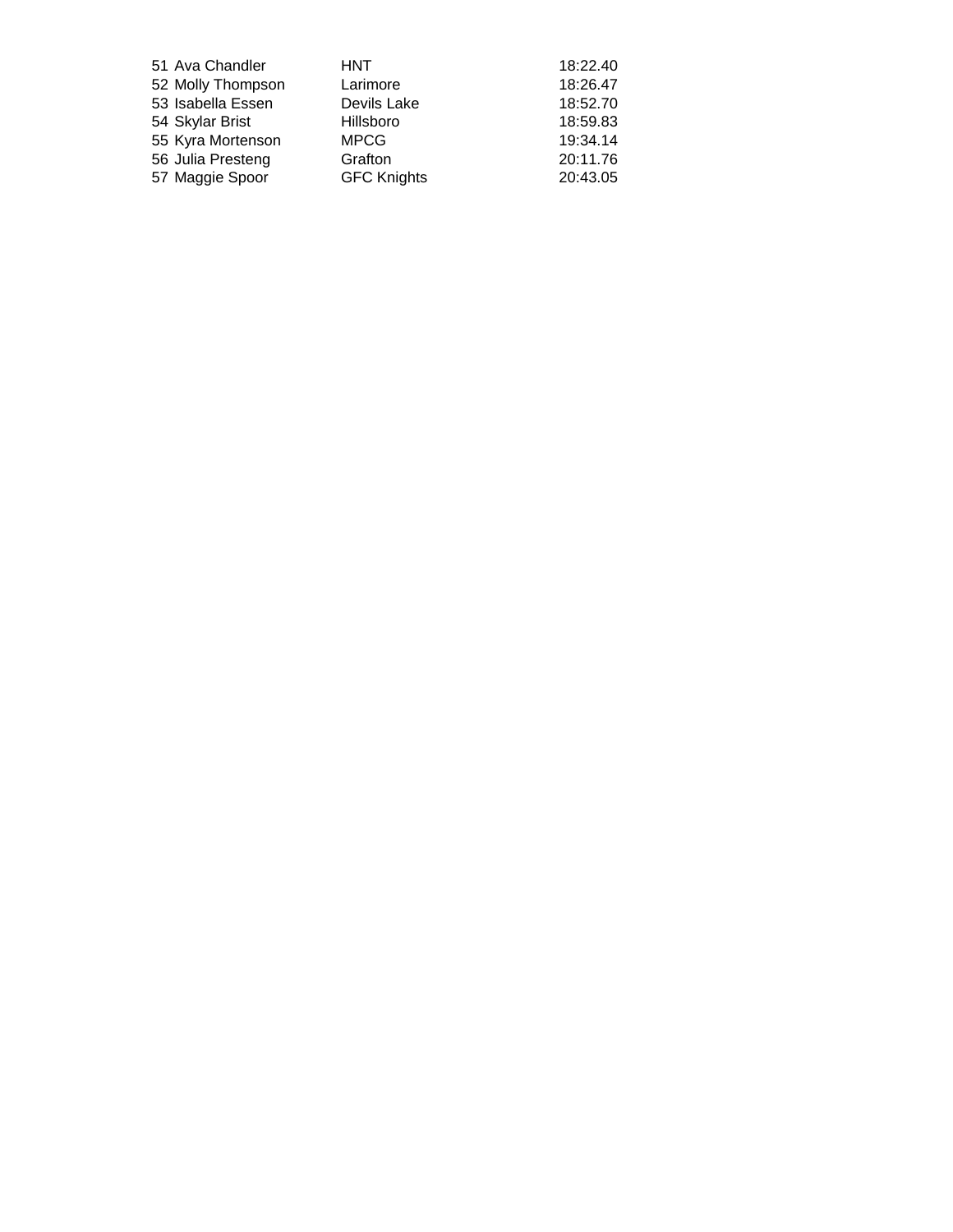| | | | |
|---|---|---|---|
| 51 | Ava Chandler | HNT | 18:22.40 |
| 52 | Molly Thompson | Larimore | 18:26.47 |
| 53 | Isabella Essen | Devils Lake | 18:52.70 |
| 54 | Skylar Brist | Hillsboro | 18:59.83 |
| 55 | Kyra Mortenson | MPCG | 19:34.14 |
| 56 | Julia Presteng | Grafton | 20:11.76 |
| 57 | Maggie Spoor | GFC Knights | 20:43.05 |